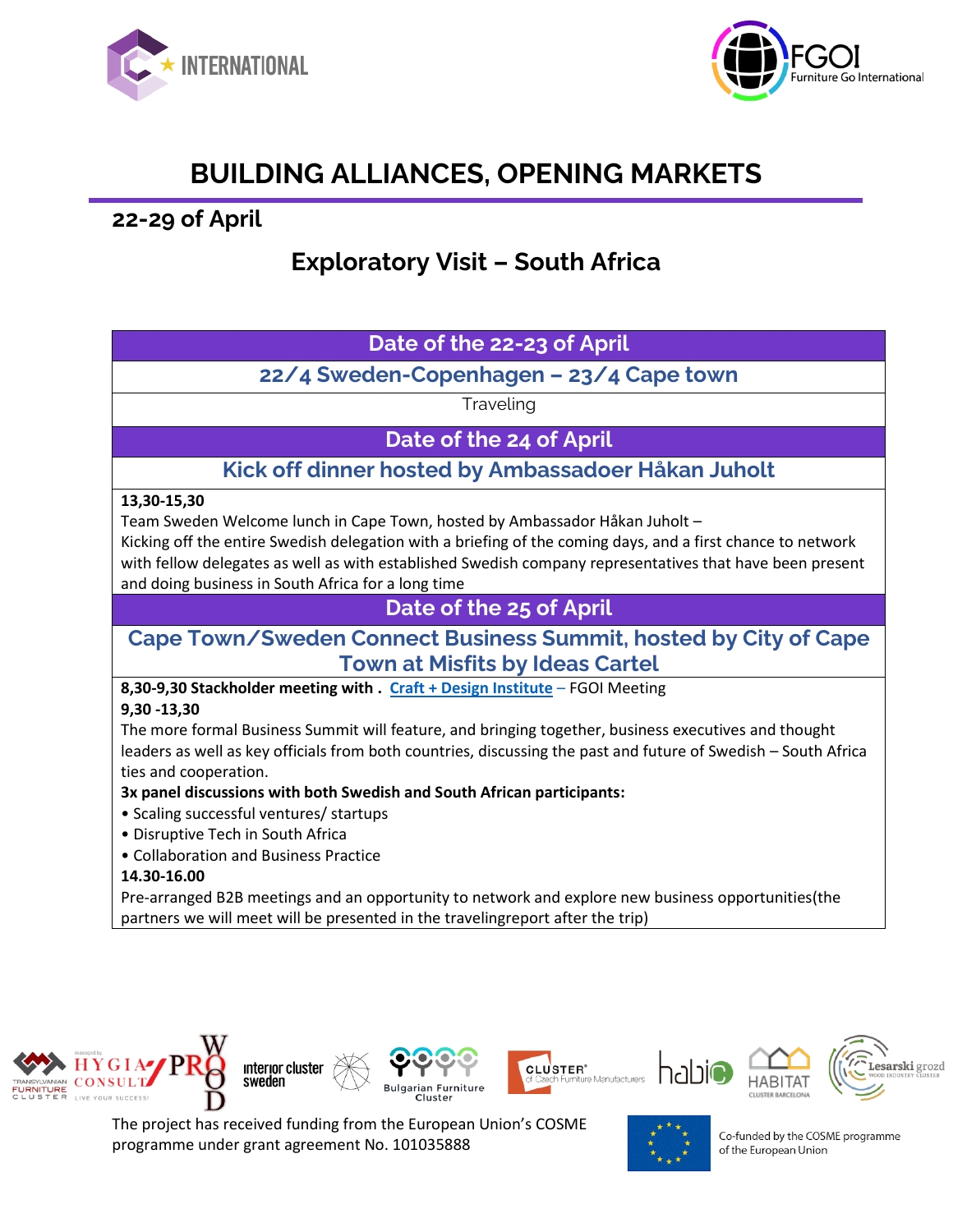# BUILDING ALLIANCES, OPENING MARKETS

**22-29 of April**

## Exploratory Visit – South Africa

### Date of the 22-23 of April

**22/4 Sweden-Copenhagen – 23/4 Cape town**

Traveling

### Date of the 24 of April

**Kick off dinner hosted by Ambassadoer Håkan Juholt**

**13,30-15,30**
Team Sweden Welcome lunch in Cape Town, hosted by Ambassador Håkan Juholt –
Kicking off the entire Swedish delegation with a briefing of the coming days, and a first chance to network with fellow delegates as well as with established Swedish company representatives that have been present and doing business in South Africa for a long time

### Date of the 25 of April

**Cape Town/Sweden Connect Business Summit, hosted by City of Cape Town at Misfits by Ideas Cartel**

**8,30-9,30 Stackholder meeting with .** Craft + Design Institute – FGOI Meeting
**9,30 -13,30**
The more formal Business Summit will feature, and bringing together, business executives and thought leaders as well as key officials from both countries, discussing the past and future of Swedish – South Africa ties and cooperation.
**3x panel discussions with both Swedish and South African participants:**

- Scaling successful ventures/ startups
- Disruptive Tech in South Africa
- Collaboration and Business Practice

**14.30-16.00**
Pre-arranged B2B meetings and an opportunity to network and explore new business opportunities(the partners we will meet will be presented in the travelingreport after the trip)

The project has received funding from the European Union's COSME programme under grant agreement No. 101035888

Co-funded by the COSME programme of the European Union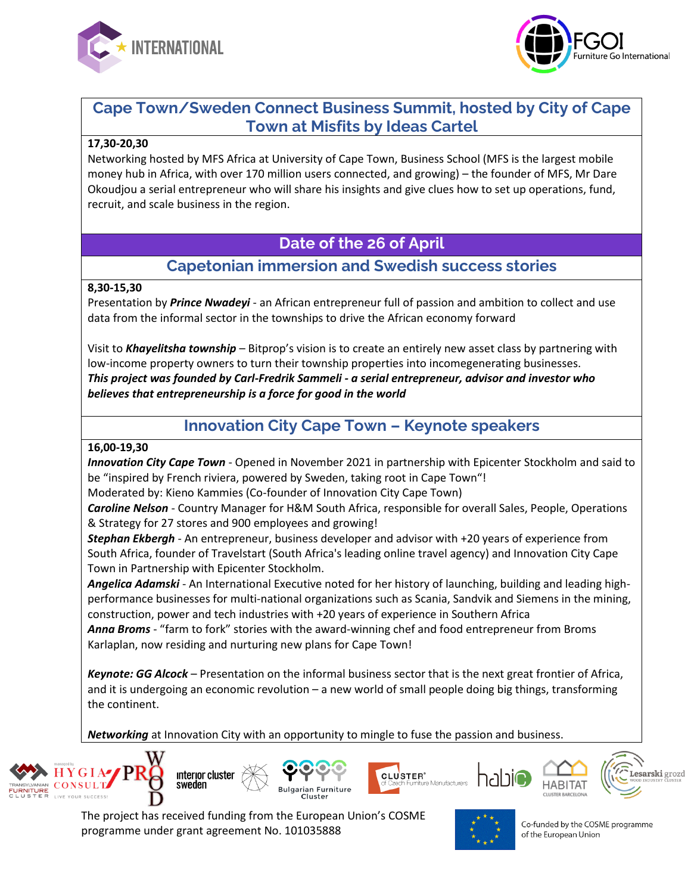## Cape Town/Sweden Connect Business Summit, hosted by City of Cape Town at Misfits by Ideas Cartel

**17,30-20,30**

Networking hosted by MFS Africa at University of Cape Town, Business School (MFS is the largest mobile money hub in Africa, with over 170 million users connected, and growing) – the founder of MFS, Mr Dare Okoudjou a serial entrepreneur who will share his insights and give clues how to set up operations, fund, recruit, and scale business in the region.

## Date of the 26 of April

### Capetonian immersion and Swedish success stories

**8,30-15,30**

Presentation by ***Prince Nwadeyi*** - an African entrepreneur full of passion and ambition to collect and use data from the informal sector in the townships to drive the African economy forward

Visit to ***Khayelitsha township*** – Bitprop's vision is to create an entirely new asset class by partnering with low-income property owners to turn their township properties into incomegenerating businesses.
***This project was founded by Carl-Fredrik Sammeli - a serial entrepreneur, advisor and investor who believes that entrepreneurship is a force for good in the world***

### Innovation City Cape Town – Keynote speakers

**16,00-19,30**

***Innovation City Cape Town*** - Opened in November 2021 in partnership with Epicenter Stockholm and said to be "inspired by French riviera, powered by Sweden, taking root in Cape Town"!
Moderated by: Kieno Kammies (Co-founder of Innovation City Cape Town)
***Caroline Nelson*** - Country Manager for H&M South Africa, responsible for overall Sales, People, Operations & Strategy for 27 stores and 900 employees and growing!
***Stephan Ekbergh*** - An entrepreneur, business developer and advisor with +20 years of experience from South Africa, founder of Travelstart (South Africa's leading online travel agency) and Innovation City Cape Town in Partnership with Epicenter Stockholm.
***Angelica Adamski*** - An International Executive noted for her history of launching, building and leading high-performance businesses for multi-national organizations such as Scania, Sandvik and Siemens in the mining, construction, power and tech industries with +20 years of experience in Southern Africa
***Anna Broms*** - "farm to fork" stories with the award-winning chef and food entrepreneur from Broms Karlaplan, now residing and nurturing new plans for Cape Town!

***Keynote: GG Alcock*** – Presentation on the informal business sector that is the next great frontier of Africa, and it is undergoing an economic revolution – a new world of small people doing big things, transforming the continent.

***Networking*** at Innovation City with an opportunity to mingle to fuse the passion and business.

The project has received funding from the European Union's COSME programme under grant agreement No. 101035888

Co-funded by the COSME programme of the European Union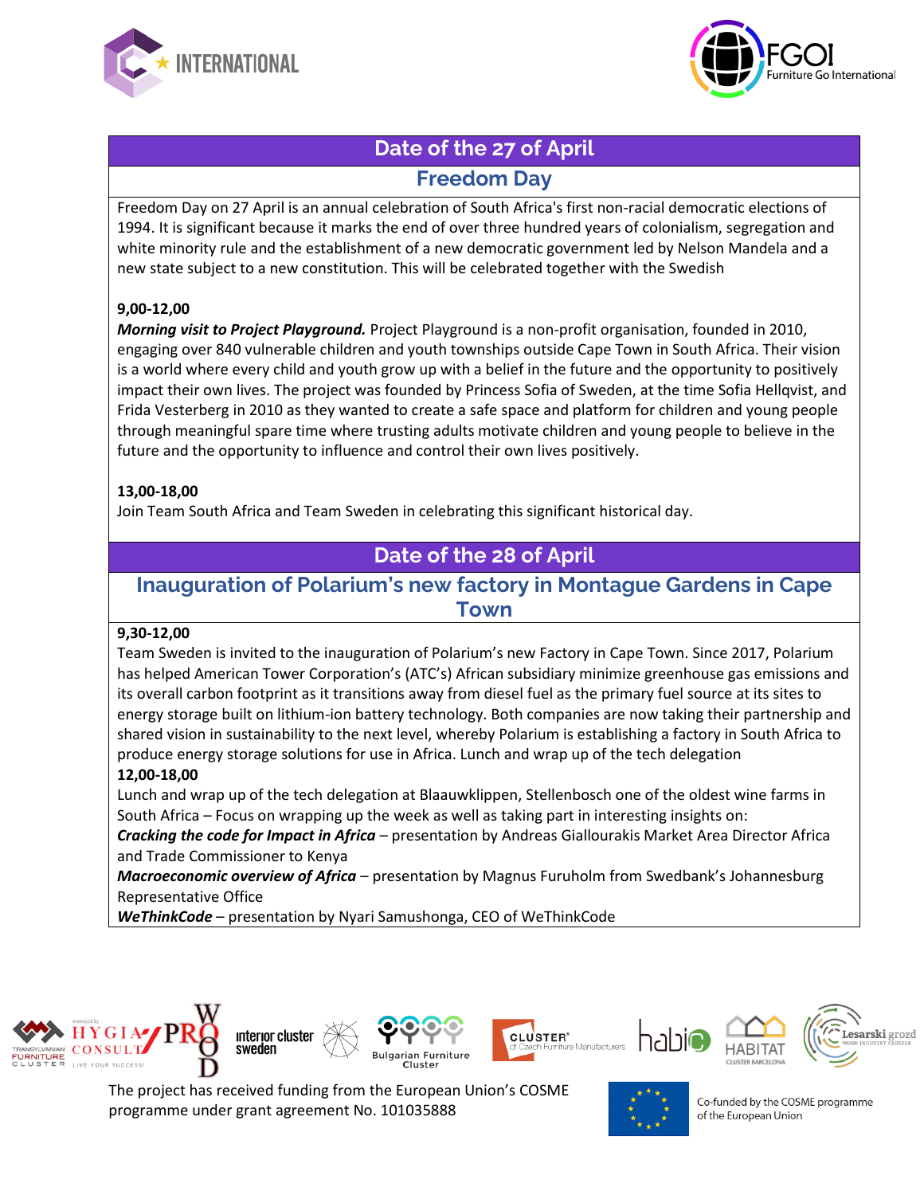## Date of the 27 of April

### Freedom Day

Freedom Day on 27 April is an annual celebration of South Africa's first non-racial democratic elections of 1994. It is significant because it marks the end of over three hundred years of colonialism, segregation and white minority rule and the establishment of a new democratic government led by Nelson Mandela and a new state subject to a new constitution. This will be celebrated together with the Swedish

**9,00-12,00**

***Morning visit to Project Playground.*** Project Playground is a non-profit organisation, founded in 2010, engaging over 840 vulnerable children and youth townships outside Cape Town in South Africa. Their vision is a world where every child and youth grow up with a belief in the future and the opportunity to positively impact their own lives. The project was founded by Princess Sofia of Sweden, at the time Sofia Hellqvist, and Frida Vesterberg in 2010 as they wanted to create a safe space and platform for children and young people through meaningful spare time where trusting adults motivate children and young people to believe in the future and the opportunity to influence and control their own lives positively.

**13,00-18,00**

Join Team South Africa and Team Sweden in celebrating this significant historical day.

## Date of the 28 of April

### Inauguration of Polarium's new factory in Montague Gardens in Cape Town

**9,30-12,00**

Team Sweden is invited to the inauguration of Polarium's new Factory in Cape Town. Since 2017, Polarium has helped American Tower Corporation's (ATC's) African subsidiary minimize greenhouse gas emissions and its overall carbon footprint as it transitions away from diesel fuel as the primary fuel source at its sites to energy storage built on lithium-ion battery technology. Both companies are now taking their partnership and shared vision in sustainability to the next level, whereby Polarium is establishing a factory in South Africa to produce energy storage solutions for use in Africa. Lunch and wrap up of the tech delegation

**12,00-18,00**

Lunch and wrap up of the tech delegation at Blaauwklippen, Stellenbosch one of the oldest wine farms in South Africa – Focus on wrapping up the week as well as taking part in interesting insights on:

***Cracking the code for Impact in Africa*** – presentation by Andreas Giallourakis Market Area Director Africa and Trade Commissioner to Kenya

***Macroeconomic overview of Africa*** – presentation by Magnus Furuholm from Swedbank's Johannesburg Representative Office

***WeThinkCode*** – presentation by Nyari Samushonga, CEO of WeThinkCode

The project has received funding from the European Union's COSME programme under grant agreement No. 101035888

Co-funded by the COSME programme of the European Union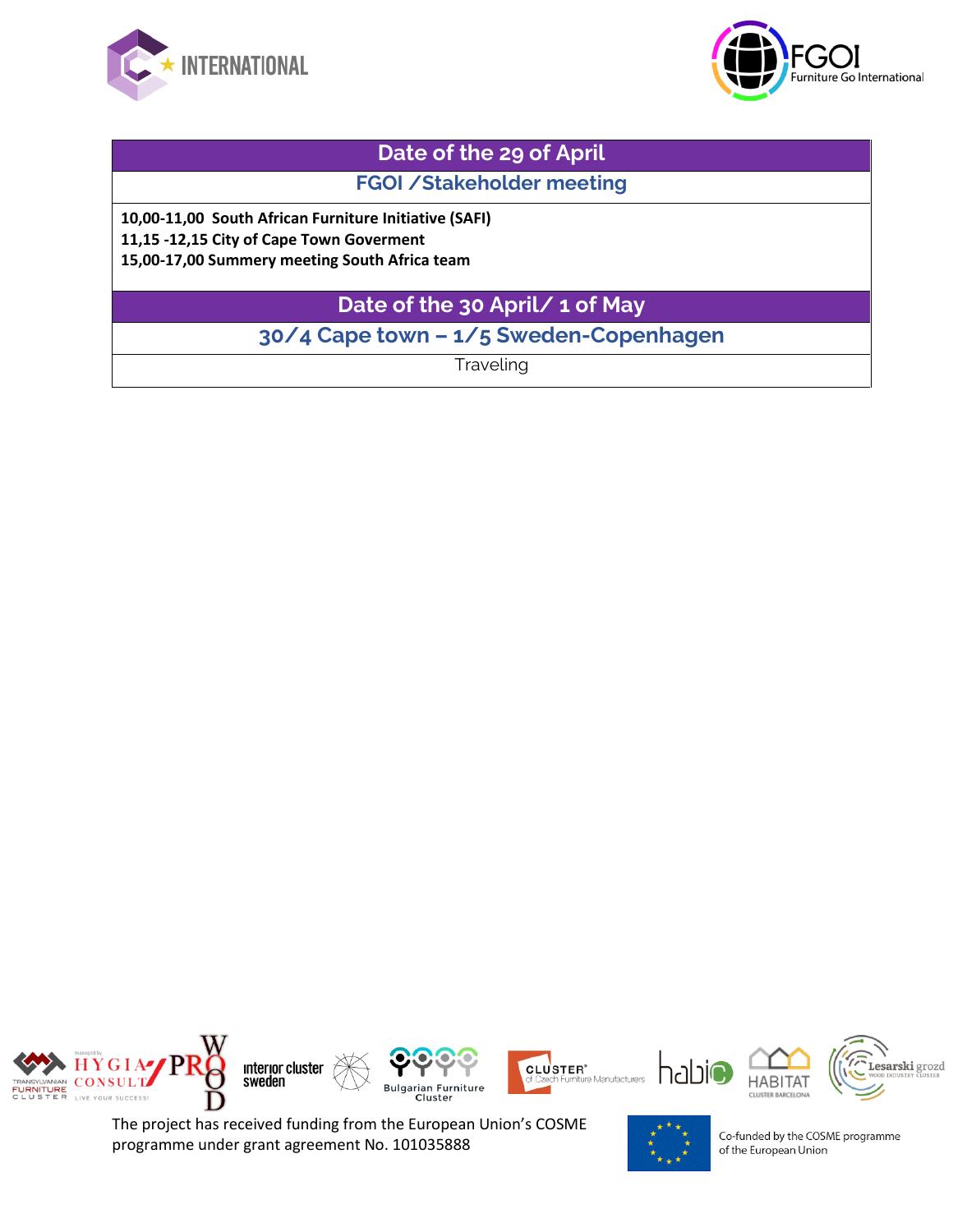## Date of the 29 of April

### FGOI /Stakeholder meeting

**10,00-11,00 South African Furniture Initiative (SAFI)**
**11,15 -12,15 City of Cape Town Goverment**
**15,00-17,00 Summery meeting South Africa team**

## Date of the 30 April/ 1 of May

### 30/4 Cape town – 1/5 Sweden-Copenhagen

Traveling

The project has received funding from the European Union's COSME programme under grant agreement No. 101035888

Co-funded by the COSME programme of the European Union